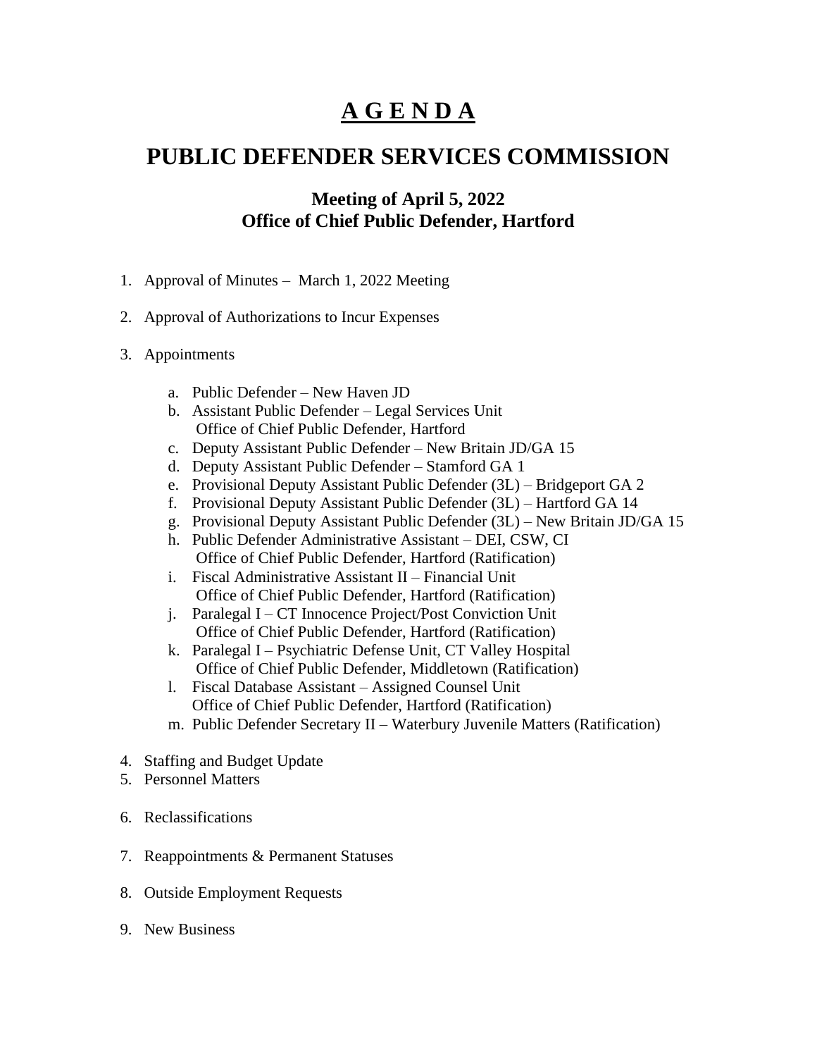# A G E N D A

# PUBLIC DEFENDER SERVICES COMMISSION

### Meeting of April 5, 2022
### Office of Chief Public Defender, Hartford

1. Approval of Minutes – March 1, 2022 Meeting

2. Approval of Authorizations to Incur Expenses

3. Appointments

    a. Public Defender – New Haven JD
    b. Assistant Public Defender – Legal Services Unit
       Office of Chief Public Defender, Hartford
    c. Deputy Assistant Public Defender – New Britain JD/GA 15
    d. Deputy Assistant Public Defender – Stamford GA 1
    e. Provisional Deputy Assistant Public Defender (3L) – Bridgeport GA 2
    f. Provisional Deputy Assistant Public Defender (3L) – Hartford GA 14
    g. Provisional Deputy Assistant Public Defender (3L) – New Britain JD/GA 15
    h. Public Defender Administrative Assistant – DEI, CSW, CI
       Office of Chief Public Defender, Hartford (Ratification)
    i. Fiscal Administrative Assistant II – Financial Unit
       Office of Chief Public Defender, Hartford (Ratification)
    j. Paralegal I – CT Innocence Project/Post Conviction Unit
       Office of Chief Public Defender, Hartford (Ratification)
    k. Paralegal I – Psychiatric Defense Unit, CT Valley Hospital
       Office of Chief Public Defender, Middletown (Ratification)
    l. Fiscal Database Assistant – Assigned Counsel Unit
       Office of Chief Public Defender, Hartford (Ratification)
    m. Public Defender Secretary II – Waterbury Juvenile Matters (Ratification)

4. Staffing and Budget Update
5. Personnel Matters

6. Reclassifications

7. Reappointments & Permanent Statuses

8. Outside Employment Requests

9. New Business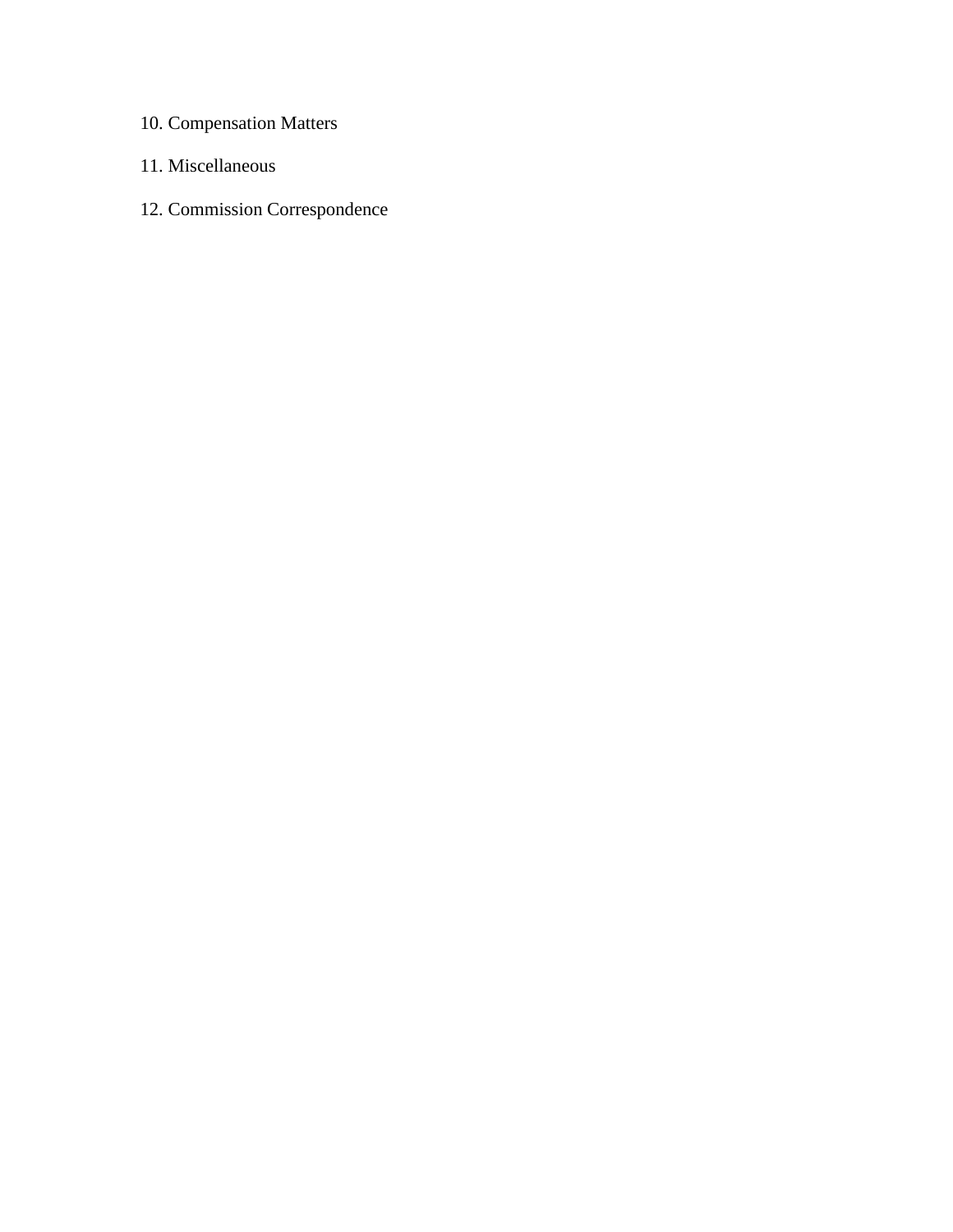10. Compensation Matters

11. Miscellaneous

12. Commission Correspondence